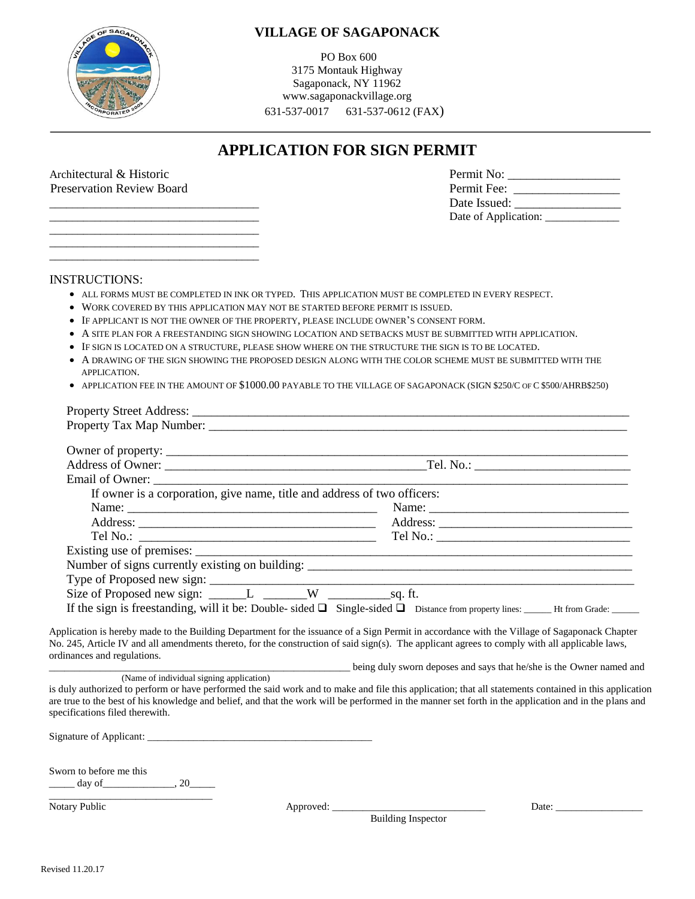# VILLAGE OF SAGAPONACK

PO Box 600
3175 Montauk Highway
Sagaponack, NY 11962
www.sagaponackvillage.org
631-537-0017 631-537-0612 (FAX)

---

## APPLICATION FOR SIGN PERMIT

Architectural & Historic
Preservation Review Board
___________________________________
___________________________________
___________________________________
___________________________________
___________________________________

Permit No: _________________
Permit Fee: _________________
Date Issued: _________________
Date of Application: ____________

INSTRUCTIONS:

- ALL FORMS MUST BE COMPLETED IN INK OR TYPED. THIS APPLICATION MUST BE COMPLETED IN EVERY RESPECT.
- WORK COVERED BY THIS APPLICATION MAY NOT BE STARTED BEFORE PERMIT IS ISSUED.
- IF APPLICANT IS NOT THE OWNER OF THE PROPERTY, PLEASE INCLUDE OWNER'S CONSENT FORM.
- A SITE PLAN FOR A FREESTANDING SIGN SHOWING LOCATION AND SETBACKS MUST BE SUBMITTED WITH APPLICATION.
- IF SIGN IS LOCATED ON A STRUCTURE, PLEASE SHOW WHERE ON THE STRUCTURE THE SIGN IS TO BE LOCATED.
- A DRAWING OF THE SIGN SHOWING THE PROPOSED DESIGN ALONG WITH THE COLOR SCHEME MUST BE SUBMITTED WITH THE APPLICATION.
- APPLICATION FEE IN THE AMOUNT OF $1000.00 PAYABLE TO THE VILLAGE OF SAGAPONACK (SIGN $250/C OF C $500/AHRB$250)

Property Street Address: ______________________________________________________________________
Property Tax Map Number: _____________________________________________________________________

Owner of property: ___________________________________________________________________________
Address of Owner: ________________________________________Tel. No.: ________________________
Email of Owner: _____________________________________________________________________________

If owner is a corporation, give name, title and address of two officers:

Name: _______________________________________ Name: _______________________________
Address: _____________________________________ Address: _____________________________
Tel No.: _____________________________________ Tel No.: ______________________________

Existing use of premises: ______________________________________________________________________
Number of signs currently existing on building: ____________________________________________________
Type of Proposed new sign: ____________________________________________________________________
Size of Proposed new sign: ______L _______W __________sq. ft.
If the sign is freestanding, will it be: Double- sided ☐ Single-sided ☐ Distance from property lines: _____ Ht from Grade: _____

Application is hereby made to the Building Department for the issuance of a Sign Permit in accordance with the Village of Sagaponack Chapter No. 245, Article IV and all amendments thereto, for the construction of said sign(s). The applicant agrees to comply with all applicable laws, ordinances and regulations.

______________________________________________________ being duly sworn deposes and says that he/she is the Owner named and
(Name of individual signing application)
is duly authorized to perform or have performed the said work and to make and file this application; that all statements contained in this application are true to the best of his knowledge and belief, and that the work will be performed in the manner set forth in the application and in the plans and specifications filed therewith.

Signature of Applicant: __________________________________________

Sworn to before me this
_____ day of______________, 20_____

________________________________
Notary Public

Approved: ______________________________
Building Inspector

Date: ________________

Revised 11.20.17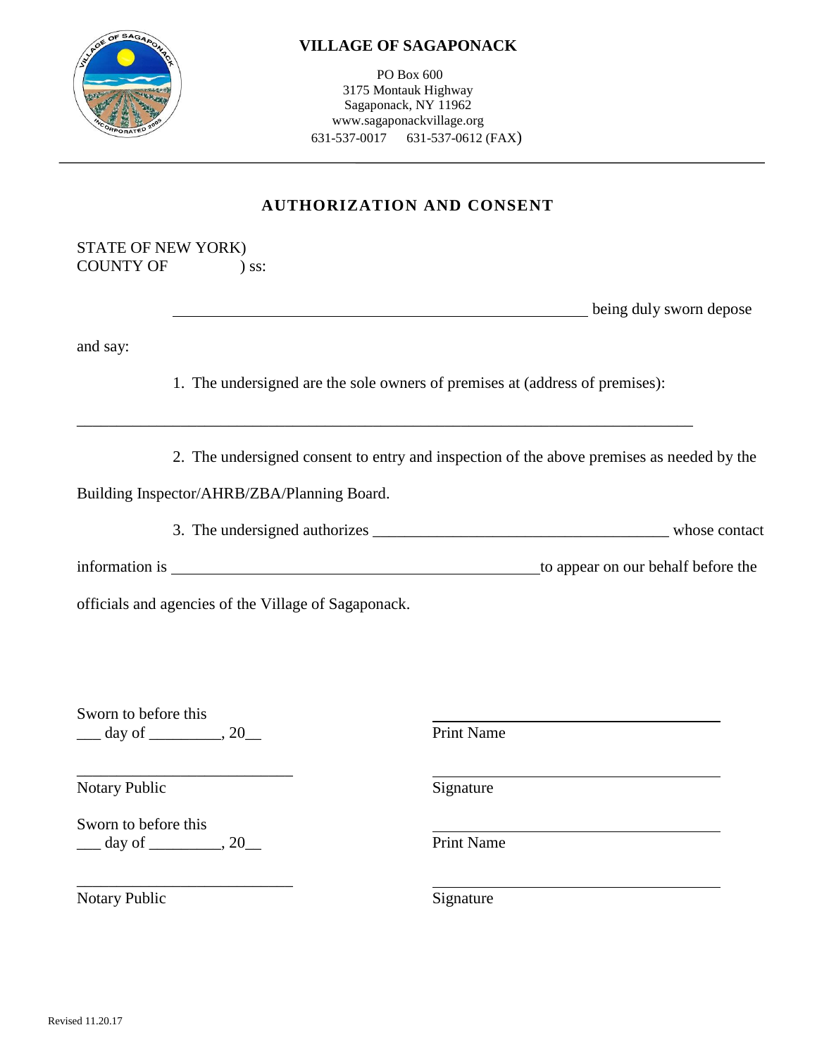**VILLAGE OF SAGAPONACK**

PO Box 600
3175 Montauk Highway
Sagaponack, NY 11962
www.sagaponackvillage.org
631-537-0017 631-537-0612 (FAX)

---

## AUTHORIZATION AND CONSENT

STATE OF NEW YORK)
COUNTY OF ) ss:

_______________________________________________ being duly sworn depose and say:

1. The undersigned are the sole owners of premises at (address of premises):

______________________________________________________________________

2. The undersigned consent to entry and inspection of the above premises as needed by the Building Inspector/AHRB/ZBA/Planning Board.

3. The undersigned authorizes _______________________________ whose contact information is _______________________________________ to appear on our behalf before the officials and agencies of the Village of Sagaponack.

Sworn to before this
___ day of _________, 20__

___________________________
Notary Public

Sworn to before this
___ day of _________, 20__

___________________________
Notary Public

___________________________
Print Name

___________________________
Signature

___________________________
Print Name

___________________________
Signature

Revised 11.20.17